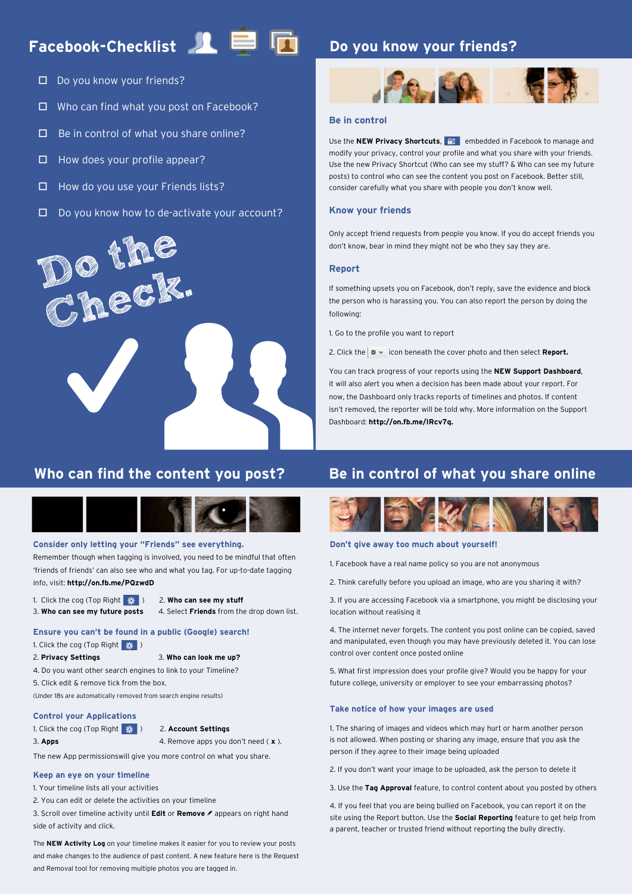# Facebook-Checklist

- ☐ Do you know your friends?
- ☐ Who can find what you post on Facebook?
- ☐ Be in control of what you share online?
- ☐ How does your profile appear?
- ☐ How do you use your Friends lists?
- ☐ Do you know how to de-activate your account?

Do the Check.

## Do you know your friends?

### Be in control

Use the **NEW Privacy Shortcuts**, embedded in Facebook to manage and modify your privacy, control your profile and what you share with your friends. Use the new Privacy Shortcut (Who can see my stuff? & Who can see my future posts) to control who can see the content you post on Facebook. Better still, consider carefully what you share with people you don't know well.

### Know your friends

Only accept friend requests from people you know. If you do accept friends you don't know, bear in mind they might not be who they say they are.

### Report

If something upsets you on Facebook, don't reply, save the evidence and block the person who is harassing you. You can also report the person by doing the following:

1. Go to the profile you want to report

2. Click the icon beneath the cover photo and then select **Report.**

You can track progress of your reports using the **NEW Support Dashboard**, it will also alert you when a decision has been made about your report. For now, the Dashboard only tracks reports of timelines and photos. If content isn't removed, the reporter will be told why. More information on the Support Dashboard: **http://on.fb.me/IRcv7q.**

## Who can find the content you post?

### Consider only letting your "Friends" see everything.

Remember though when tagging is involved, you need to be mindful that often 'friends of friends' can also see who and what you tag. For up-to-date tagging info, visit: **http://on.fb.me/PQzwdD**

1. Click the cog (Top Right )
2. **Who can see my stuff**
3. **Who can see my future posts**
4. Select **Friends** from the drop down list.

### Ensure you can't be found in a public (Google) search!

1. Click the cog (Top Right )
2. **Privacy Settings**
3. **Who can look me up?**
4. Do you want other search engines to link to your Timeline?
5. Click edit & remove tick from the box.

(Under 18s are automatically removed from search engine results)

### Control your Applications

1. Click the cog (Top Right )
2. **Account Settings**
3. **Apps**
4. Remove apps you don't need ( **x** ).

The new App permissionswill give you more control on what you share.

### Keep an eye on your timeline

1. Your timeline lists all your activities
2. You can edit or delete the activities on your timeline
3. Scroll over timeline activity until **Edit** or **Remove** ✎ appears on right hand side of activity and click.

The **NEW Activity Log** on your timeline makes it easier for you to review your posts and make changes to the audience of past content. A new feature here is the Request and Removal tool for removing multiple photos you are tagged in.

## Be in control of what you share online

### Don't give away too much yourself!

1. Facebook have a real name policy so you are not anonymous

2. Think carefully before you upload an image, who are you sharing it with?

3. If you are accessing Facebook via a smartphone, you might be disclosing your location without realising it

4. The internet never forgets. The content you post online can be copied, saved and manipulated, even though you may have previously deleted it. You can lose control over content once posted online

5. What first impression does your profile give? Would you be happy for your future college, university or employer to see your embarrassing photos?

### Take notice of how your images are used

1. The sharing of images and videos which may hurt or harm another person is not allowed. When posting or sharing any image, ensure that you ask the person if they agree to their image being uploaded

2. If you don't want your image to be uploaded, ask the person to delete it

3. Use the **Tag Approval** feature, to control content about you posted by others

4. If you feel that you are being bullied on Facebook, you can report it on the site using the Report button. Use the **Social Reporting** feature to get help from a parent, teacher or trusted friend without reporting the bully directly.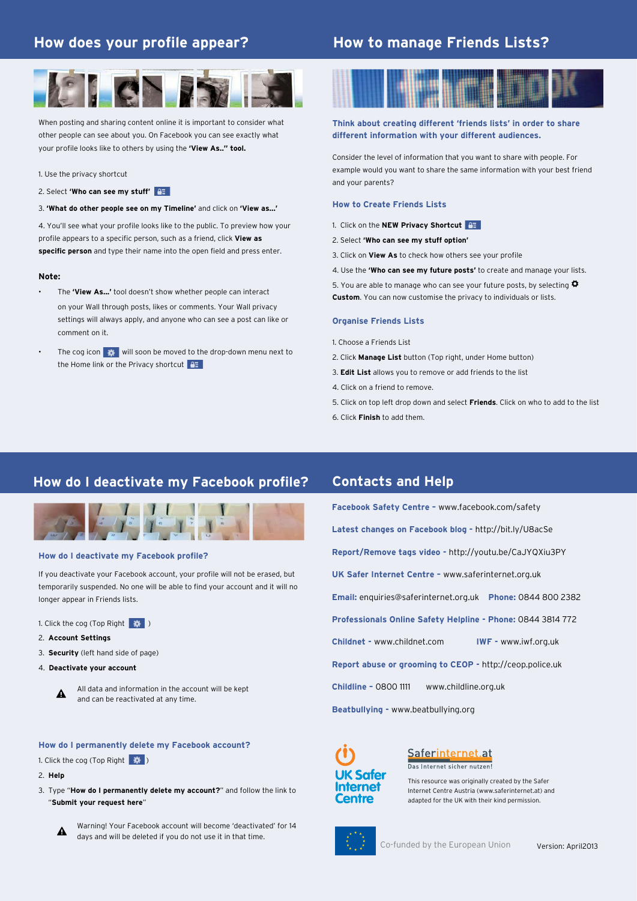## How does your profile appear?

When posting and sharing content online it is important to consider what other people can see about you. On Facebook you can see exactly what your profile looks like to others by using the **'View As.." tool.**

1. Use the privacy shortcut

2. Select **'Who can see my stuff'**

3. **'What do other people see on my Timeline'** and click on **'View as...'**

4. You'll see what your profile looks like to the public. To preview how your profile appears to a specific person, such as a friend, click **View as specific person** and type their name into the open field and press enter.

### Note:

- The **'View As...'** tool doesn't show whether people can interact on your Wall through posts, likes or comments. Your Wall privacy settings will always apply, and anyone who can see a post can like or comment on it.
- The cog icon will soon be moved to the drop-down menu next to the Home link or the Privacy shortcut

## How to manage Friends Lists?

**Think about creating different 'friends lists' in order to share different information with your different audiences.**

Consider the level of information that you want to share with people. For example would you want to share the same information with your best friend and your parents?

### How to Create Friends Lists

1. Click on the **NEW Privacy Shortcut**
2. Select **'Who can see my stuff option'**
3. Click on **View As** to check how others see your profile
4. Use the **'Who can see my future posts'** to create and manage your lists.
5. You are able to manage who can see your future posts, by selecting **Custom**. You can now customise the privacy to individuals or lists.

### Organise Friends Lists

1. Choose a Friends List
2. Click **Manage List** button (Top right, under Home button)
3. **Edit List** allows you to remove or add friends to the list
4. Click on a friend to remove.
5. Click on top left drop down and select **Friends**. Click on who to add to the list
6. Click **Finish** to add them.

## How do I deactivate my Facebook profile?

### How do I deactivate my Facebook profile?

If you deactivate your Facebook account, your profile will not be erased, but temporarily suspended. No one will be able to find your account and it will no longer appear in Friends lists.

1. Click the cog (Top Right )
2. **Account Settings**
3. **Security** (left hand side of page)
4. **Deactivate your account**

All data and information in the account will be kept and can be reactivated at any time.

### How do I permanently delete my Facebook account?

1. Click the cog (Top Right )
2. **Help**
3. Type "**How do I permanently delete my account?**" and follow the link to "**Submit your request here**"

Warning! Your Facebook account will become 'deactivated' for 14 days and will be deleted if you do not use it in that time.

## Contacts and Help

**Facebook Safety Centre -** www.facebook.com/safety

**Latest changes on Facebook blog -** http://bit.ly/U8acSe

**Report/Remove tags video -** http://youtu.be/CaJYQXiu3PY

**UK Safer Internet Centre -** www.saferinternet.org.uk

**Email:** enquiries@saferinternet.org.uk **Phone:** 0844 800 2382

**Professionals Online Safety Helpline - Phone:** 0844 3814 772

**Childnet -** www.childnet.com **IWF -** www.iwf.org.uk

**Report abuse or grooming to CEOP -** http://ceop.police.uk

**Childline -** 0800 1111 www.childline.org.uk

**Beatbullying -** www.beatbullying.org

UK Safer Internet Centre

Saferinternet.at
Das Internet sicher nutzen!

This resource was originally created by the Safer Internet Centre Austria (www.saferinternet.at) and adapted for the UK with their kind permission.

Co-funded by the European Union

Version: April2013